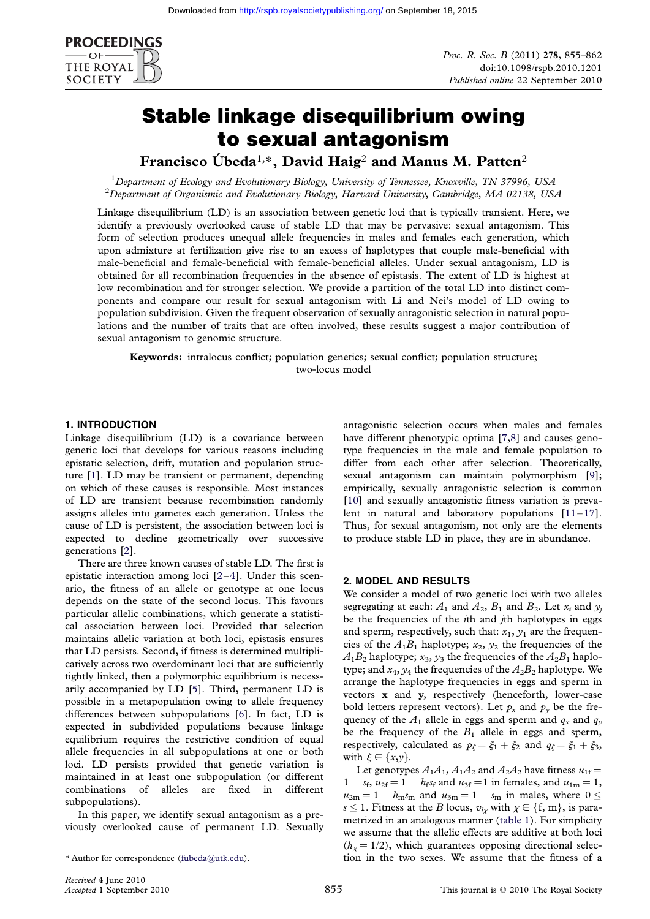# Stable linkage disequilibrium owing to sexual antagonism

**Francisco Úbeda[1,*], David Haig[2] and Manus M. Patten[2]**

[1]*Department of Ecology and Evolutionary Biology, University of Tennessee, Knoxville, TN 37996, USA*
[2]*Department of Organismic and Evolutionary Biology, Harvard University, Cambridge, MA 02138, USA*

Linkage disequilibrium (LD) is an association between genetic loci that is typically transient. Here, we identify a previously overlooked cause of stable LD that may be pervasive: sexual antagonism. This form of selection produces unequal allele frequencies in males and females each generation, which upon admixture at fertilization give rise to an excess of haplotypes that couple male-beneficial with male-beneficial and female-beneficial with female-beneficial alleles. Under sexual antagonism, LD is obtained for all recombination frequencies in the absence of epistasis. The extent of LD is highest at low recombination and for stronger selection. We provide a partition of the total LD into distinct components and compare our result for sexual antagonism with Li and Nei's model of LD owing to population subdivision. Given the frequent observation of sexually antagonistic selection in natural populations and the number of traits that are often involved, these results suggest a major contribution of sexual antagonism to genomic structure.

**Keywords:** intralocus conflict; population genetics; sexual conflict; population structure; two-locus model

## 1. INTRODUCTION

Linkage disequilibrium (LD) is a covariance between genetic loci that develops for various reasons including epistatic selection, drift, mutation and population structure [1]. LD may be transient or permanent, depending on which of these causes is responsible. Most instances of LD are transient because recombination randomly assigns alleles into gametes each generation. Unless the cause of LD is persistent, the association between loci is expected to decline geometrically over successive generations [2].

There are three known causes of stable LD. The first is epistatic interaction among loci [2–4]. Under this scenario, the fitness of an allele or genotype at one locus depends on the state of the second locus. This favours particular allelic combinations, which generate a statistical association between loci. Provided that selection maintains allelic variation at both loci, epistasis ensures that LD persists. Second, if fitness is determined multiplicatively across two overdominant loci that are sufficiently tightly linked, then a polymorphic equilibrium is necessarily accompanied by LD [5]. Third, permanent LD is possible in a metapopulation owing to allele frequency differences between subpopulations [6]. In fact, LD is expected in subdivided populations because linkage equilibrium requires the restrictive condition of equal allele frequencies in all subpopulations at one or both loci. LD persists provided that genetic variation is maintained in at least one subpopulation (or different combinations of alleles are fixed in different subpopulations).

In this paper, we identify sexual antagonism as a previously overlooked cause of permanent LD. Sexually antagonistic selection occurs when males and females have different phenotypic optima [7,8] and causes genotype frequencies in the male and female population to differ from each other after selection. Theoretically, sexual antagonism can maintain polymorphism [9]; empirically, sexually antagonistic selection is common [10] and sexually antagonistic fitness variation is prevalent in natural and laboratory populations [11–17]. Thus, for sexual antagonism, not only are the elements to produce stable LD in place, they are in abundance.

## 2. MODEL AND RESULTS

We consider a model of two genetic loci with two alleles segregating at each: $A_1$ and $A_2$, $B_1$ and $B_2$. Let $x_i$ and $y_j$ be the frequencies of the $i$th and $j$th haplotypes in eggs and sperm, respectively, such that: $x_1$, $y_1$ are the frequencies of the $A_1B_1$ haplotype; $x_2$, $y_2$ the frequencies of the $A_1B_2$ haplotype; $x_3$, $y_3$ the frequencies of the $A_2B_1$ haplotype; and $x_4$, $y_4$ the frequencies of the $A_2B_2$ haplotype. We arrange the haplotype frequencies in eggs and sperm in vectors $\mathbf{x}$ and $\mathbf{y}$, respectively (henceforth, lower-case bold letters represent vectors). Let $p_x$ and $p_y$ be the frequency of the $A_1$ allele in eggs and sperm and $q_x$ and $q_y$ be the frequency of the $B_1$ allele in eggs and sperm, respectively, calculated as $p_\xi = \xi_1 + \xi_2$ and $q_\xi = \xi_1 + \xi_3$, with $\xi \in \{x,y\}$.

Let genotypes $A_1A_1$, $A_1A_2$ and $A_2A_2$ have fitness $u_{1\text{f}} = 1 - s_\text{f}$, $u_{2\text{f}} = 1 - h_\text{f}s_\text{f}$ and $u_{3\text{f}} = 1$ in females, and $u_{1\text{m}} = 1$, $u_{2\text{m}} = 1 - h_\text{m}s_\text{m}$ and $u_{3\text{m}} = 1 - s_\text{m}$ in males, where $0 \leq s \leq 1$. Fitness at the $B$ locus, $v_{l_\chi}$ with $\chi \in \{\text{f, m}\}$, is parametrized in an analogous manner (table 1). For simplicity we assume that the allelic effects are additive at both loci ($h_\chi = 1/2$), which guarantees opposing directional selection in the two sexes. We assume that the fitness of a

* Author for correspondence (fubeda@utk.edu).

Received 4 June 2010
Accepted 1 September 2010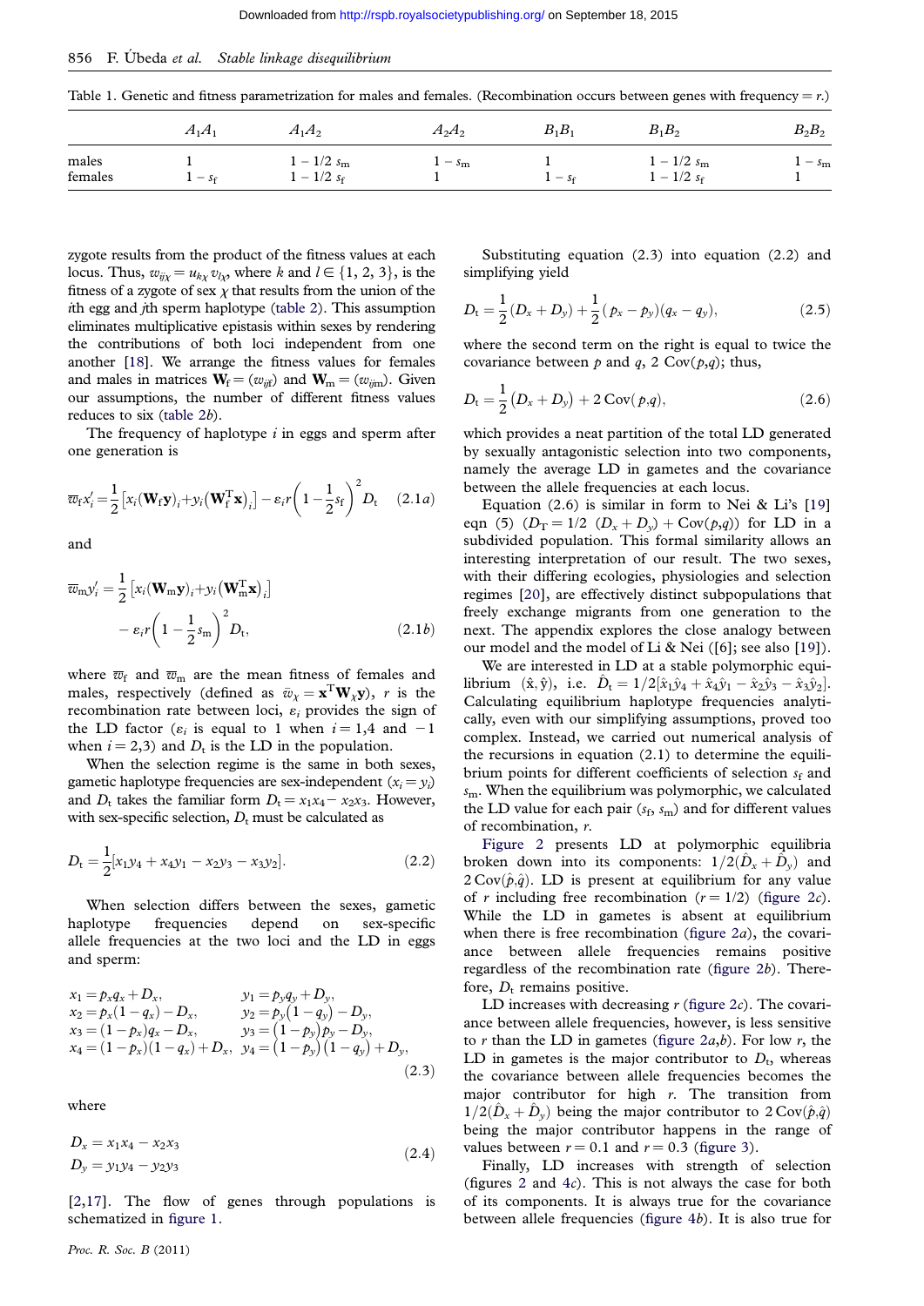Table 1. Genetic and fitness parametrization for males and females. (Recombination occurs between genes with frequency = $r$.)

| | $A_1A_1$ | $A_1A_2$ | $A_2A_2$ | $B_1B_1$ | $B_1B_2$ | $B_2B_2$ |
|---|---|---|---|---|---|---|
| males | 1 | $1-1/2\ s_m$ | $1-s_m$ | 1 | $1-1/2\ s_m$ | $1-s_m$ |
| females | $1-s_f$ | $1-1/2\ s_f$ | 1 | $1-s_f$ | $1-1/2\ s_f$ | 1 |

zygote results from the product of the fitness values at each locus. Thus, $w_{ij\chi} = u_{k\chi} v_{l\chi}$, where $k$ and $l \in \{1, 2, 3\}$, is the fitness of a zygote of sex $\chi$ that results from the union of the $i$th egg and $j$th sperm haplotype (table 2). This assumption eliminates multiplicative epistasis within sexes by rendering the contributions of both loci independent from one another [18]. We arrange the fitness values for females and males in matrices $\mathbf{W}_f = (w_{ijf})$ and $\mathbf{W}_m = (w_{ijm})$. Given our assumptions, the number of different fitness values reduces to six (table 2b).

The frequency of haplotype $i$ in eggs and sperm after one generation is

$$\overline{w}_f x_i' = \frac{1}{2}\left[x_i(\mathbf{W}_f \mathbf{y})_i + y_i\left(\mathbf{W}_f^{\mathrm{T}} \mathbf{x}\right)_i\right] - \varepsilon_i r\left(1 - \frac{1}{2}s_f\right)^2 D_t \quad (2.1a)$$

and

$$\overline{w}_m y_i' = \frac{1}{2}\left[x_i(\mathbf{W}_m \mathbf{y})_i + y_i\left(\mathbf{W}_m^{\mathrm{T}} \mathbf{x}\right)_i\right] - \varepsilon_i r\left(1 - \frac{1}{2}s_m\right)^2 D_t, \quad (2.1b)$$

where $\overline{w}_f$ and $\overline{w}_m$ are the mean fitness of females and males, respectively (defined as $\bar{w}_\chi = \mathbf{x}^{\mathrm{T}} \mathbf{W}_\chi \mathbf{y}$), $r$ is the recombination rate between loci, $\varepsilon_i$ provides the sign of the LD factor ($\varepsilon_i$ is equal to 1 when $i = 1,4$ and $-1$ when $i = 2,3$) and $D_t$ is the LD in the population.

When the selection regime is the same in both sexes, gametic haplotype frequencies are sex-independent ($x_i = y_i$) and $D_t$ takes the familiar form $D_t = x_1x_4 - x_2x_3$. However, with sex-specific selection, $D_t$ must be calculated as

$$D_t = \frac{1}{2}[x_1y_4 + x_4y_1 - x_2y_3 - x_3y_2]. \quad (2.2)$$

When selection differs between the sexes, gametic haplotype frequencies depend on sex-specific allele frequencies at the two loci and the LD in eggs and sperm:

$$\begin{aligned} x_1 &= p_x q_x + D_x, & y_1 &= p_y q_y + D_y, \\ x_2 &= p_x(1-q_x) - D_x, & y_2 &= p_y(1-q_y) - D_y, \\ x_3 &= (1-p_x)q_x - D_x, & y_3 &= (1-p_y)p_y - D_y, \\ x_4 &= (1-p_x)(1-q_x) + D_x, & y_4 &= (1-p_y)(1-q_y) + D_y, \end{aligned} \quad (2.3)$$

where

$$\begin{aligned} D_x &= x_1x_4 - x_2x_3 \\ D_y &= y_1y_4 - y_2y_3 \end{aligned} \quad (2.4)$$

[2,17]. The flow of genes through populations is schematized in figure 1.

Substituting equation (2.3) into equation (2.2) and simplifying yield

$$D_t = \frac{1}{2}(D_x + D_y) + \frac{1}{2}(p_x - p_y)(q_x - q_y), \quad (2.5)$$

where the second term on the right is equal to twice the covariance between $p$ and $q$, $2\,\mathrm{Cov}(p,q)$; thus,

$$D_t = \frac{1}{2}(D_x + D_y) + 2\,\mathrm{Cov}(p,q), \quad (2.6)$$

which provides a neat partition of the total LD generated by sexually antagonistic selection into two components, namely the average LD in gametes and the covariance between the allele frequencies at each locus.

Equation (2.6) is similar in form to Nei & Li's [19] eqn (5) ($D_T = 1/2\ (D_x + D_y) + \mathrm{Cov}(p,q)$) for LD in a subdivided population. This formal similarity allows an interesting interpretation of our result. The two sexes, with their differing ecologies, physiologies and selection regimes [20], are effectively distinct subpopulations that freely exchange migrants from one generation to the next. The appendix explores the close analogy between our model and the model of Li & Nei ([6]; see also [19]).

We are interested in LD at a stable polymorphic equilibrium $(\hat{x}, \hat{y})$, i.e. $\hat{D}_t = 1/2[\hat{x}_1\hat{y}_4 + \hat{x}_4\hat{y}_1 - \hat{x}_2\hat{y}_3 - \hat{x}_3\hat{y}_2]$. Calculating equilibrium haplotype frequencies analytically, even with our simplifying assumptions, proved too complex. Instead, we carried out numerical analysis of the recursions in equation (2.1) to determine the equilibrium points for different coefficients of selection $s_f$ and $s_m$. When the equilibrium was polymorphic, we calculated the LD value for each pair ($s_f$, $s_m$) and for different values of recombination, $r$.

Figure 2 presents LD at polymorphic equilibria broken down into its components: $1/2(\hat{D}_x + \hat{D}_y)$ and $2\,\mathrm{Cov}(\hat{p},\hat{q})$. LD is present at equilibrium for any value of $r$ including free recombination ($r = 1/2$) (figure 2c). While the LD in gametes is absent at equilibrium when there is free recombination (figure 2a), the covariance between allele frequencies remains positive regardless of the recombination rate (figure 2b). Therefore, $D_t$ remains positive.

LD increases with decreasing $r$ (figure 2c). The covariance between allele frequencies, however, is less sensitive to $r$ than the LD in gametes (figure 2a,b). For low $r$, the LD in gametes is the major contributor to $D_t$, whereas the covariance between allele frequencies becomes the major contributor for high $r$. The transition from $1/2(\hat{D}_x + \hat{D}_y)$ being the major contributor to $2\,\mathrm{Cov}(\hat{p},\hat{q})$ being the major contributor happens in the range of values between $r = 0.1$ and $r = 0.3$ (figure 3).

Finally, LD increases with strength of selection (figures 2 and 4c). This is not always the case for both of its components. It is always true for the covariance between allele frequencies (figure 4b). It is also true for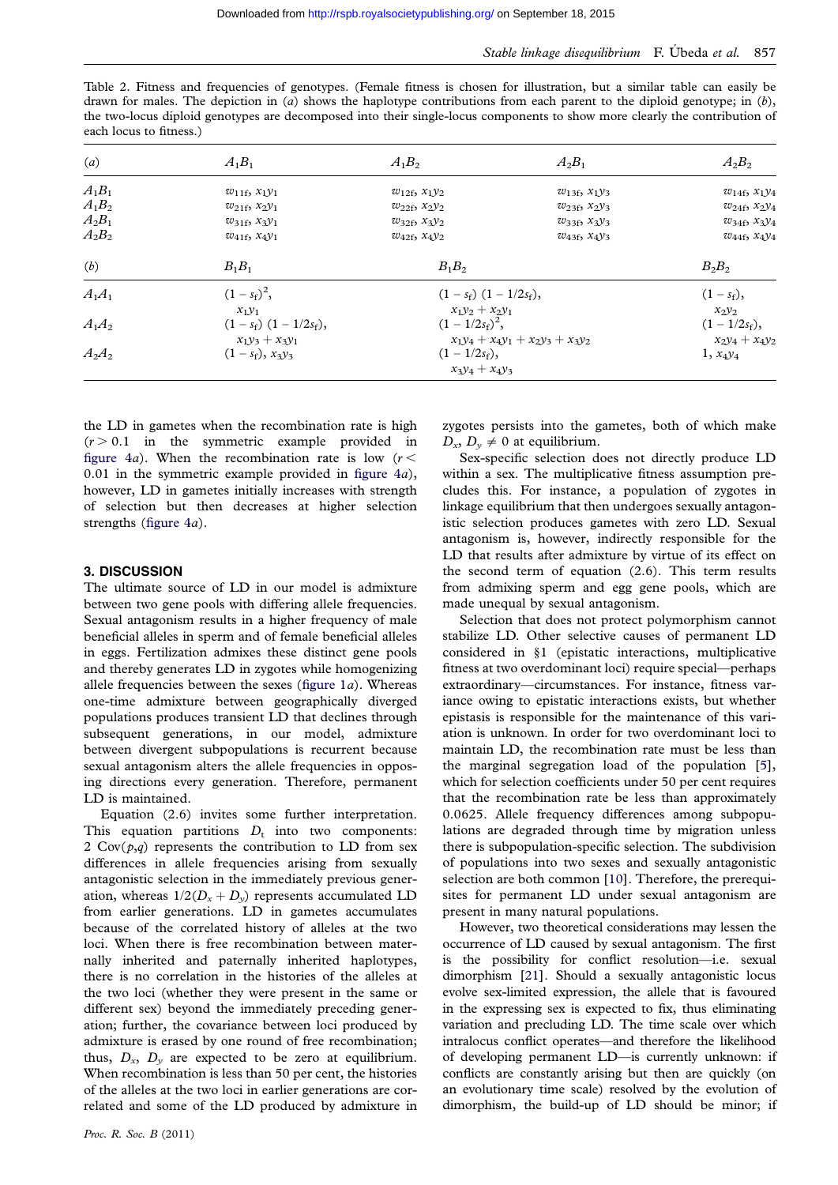Table 2. Fitness and frequencies of genotypes. (Female fitness is chosen for illustration, but a similar table can easily be drawn for males. The depiction in (*a*) shows the haplotype contributions from each parent to the diploid genotype; in (*b*), the two-locus diploid genotypes are decomposed into their single-locus components to show more clearly the contribution of each locus to fitness.)

| (*a*) | $A_1B_1$ | $A_1B_2$ | $A_2B_1$ | $A_2B_2$ |
|---|---|---|---|---|
| $A_1B_1$ | $w_{11f}$, $x_1y_1$ | $w_{12f}$, $x_1y_2$ | $w_{13f}$, $x_1y_3$ | $w_{14f}$, $x_1y_4$ |
| $A_1B_2$ | $w_{21f}$, $x_2y_1$ | $w_{22f}$, $x_2y_2$ | $w_{23f}$, $x_2y_3$ | $w_{24f}$, $x_2y_4$ |
| $A_2B_1$ | $w_{31f}$, $x_3y_1$ | $w_{32f}$, $x_3y_2$ | $w_{33f}$, $x_3y_3$ | $w_{34f}$, $x_3y_4$ |
| $A_2B_2$ | $w_{41f}$, $x_4y_1$ | $w_{42f}$, $x_4y_2$ | $w_{43f}$, $x_4y_3$ | $w_{44f}$, $x_4y_4$ |

| (*b*) | $B_1B_1$ | $B_1B_2$ | $B_2B_2$ |
|---|---|---|---|
| $A_1A_1$ | $(1-s_f)^2$, $x_1y_1$ | $(1-s_f)\ (1-1/2s_f)$, $x_1y_2+x_2y_1$ | $(1-s_f)$, $x_2y_2$ |
| $A_1A_2$ | $(1-s_f)\ (1-1/2s_f)$, $x_1y_3+x_3y_1$ | $(1-1/2s_f)^2$, $x_1y_4+x_4y_1+x_2y_3+x_3y_2$ | $(1-1/2s_f)$, $x_2y_4+x_4y_2$ |
| $A_2A_2$ | $(1-s_f)$, $x_3y_3$ | $(1-1/2s_f)$, $x_3y_4+x_4y_3$ | 1, $x_4y_4$ |

the LD in gametes when the recombination rate is high ($r > 0.1$ in the symmetric example provided in figure 4*a*). When the recombination rate is low ($r < 0.01$ in the symmetric example provided in figure 4*a*), however, LD in gametes initially increases with strength of selection but then decreases at higher selection strengths (figure 4*a*).

## 3. DISCUSSION

The ultimate source of LD in our model is admixture between two gene pools with differing allele frequencies. Sexual antagonism results in a higher frequency of male beneficial alleles in sperm and of female beneficial alleles in eggs. Fertilization admixes these distinct gene pools and thereby generates LD in zygotes while homogenizing allele frequencies between the sexes (figure 1*a*). Whereas one-time admixture between geographically diverged populations produces transient LD that declines through subsequent generations, in our model, admixture between divergent subpopulations is recurrent because sexual antagonism alters the allele frequencies in opposing directions every generation. Therefore, permanent LD is maintained.

Equation (2.6) invites some further interpretation. This equation partitions $D_t$ into two components: $2\ \mathrm{Cov}(p,q)$ represents the contribution to LD from sex differences in allele frequencies arising from sexually antagonistic selection in the immediately previous generation, whereas $1/2(D_x + D_y)$ represents accumulated LD from earlier generations. LD in gametes accumulates because of the correlated history of alleles at the two loci. When there is free recombination between maternally inherited and paternally inherited haplotypes, there is no correlation in the histories of the alleles at the two loci (whether they were present in the same or different sex) beyond the immediately preceding generation; further, the covariance between loci produced by admixture is erased by one round of free recombination; thus, $D_x$, $D_y$ are expected to be zero at equilibrium. When recombination is less than 50 per cent, the histories of the alleles at the two loci in earlier generations are correlated and some of the LD produced by admixture in zygotes persists into the gametes, both of which make $D_x, D_y \neq 0$ at equilibrium.

Sex-specific selection does not directly produce LD within a sex. The multiplicative fitness assumption precludes this. For instance, a population of zygotes in linkage equilibrium that then undergoes sexually antagonistic selection produces gametes with zero LD. Sexual antagonism is, however, indirectly responsible for the LD that results after admixture by virtue of its effect on the second term of equation (2.6). This term results from admixing sperm and egg gene pools, which are made unequal by sexual antagonism.

Selection that does not protect polymorphism cannot stabilize LD. Other selective causes of permanent LD considered in §1 (epistatic interactions, multiplicative fitness at two overdominant loci) require special—perhaps extraordinary—circumstances. For instance, fitness variance owing to epistatic interactions exists, but whether epistasis is responsible for the maintenance of this variation is unknown. In order for two overdominant loci to maintain LD, the recombination rate must be less than the marginal segregation load of the population [5], which for selection coefficients under 50 per cent requires that the recombination rate be less than approximately 0.0625. Allele frequency differences among subpopulations are degraded through time by migration unless there is subpopulation-specific selection. The subdivision of populations into two sexes and sexually antagonistic selection are both common [10]. Therefore, the prerequisites for permanent LD under sexual antagonism are present in many natural populations.

However, two theoretical considerations may lessen the occurrence of LD caused by sexual antagonism. The first is the possibility for conflict resolution—i.e. sexual dimorphism [21]. Should a sexually antagonistic locus evolve sex-limited expression, the allele that is favoured in the expressing sex is expected to fix, thus eliminating variation and precluding LD. The time scale over which intralocus conflict operates—and therefore the likelihood of developing permanent LD—is currently unknown: if conflicts are constantly arising but then are quickly (on an evolutionary time scale) resolved by the evolution of dimorphism, the build-up of LD should be minor; if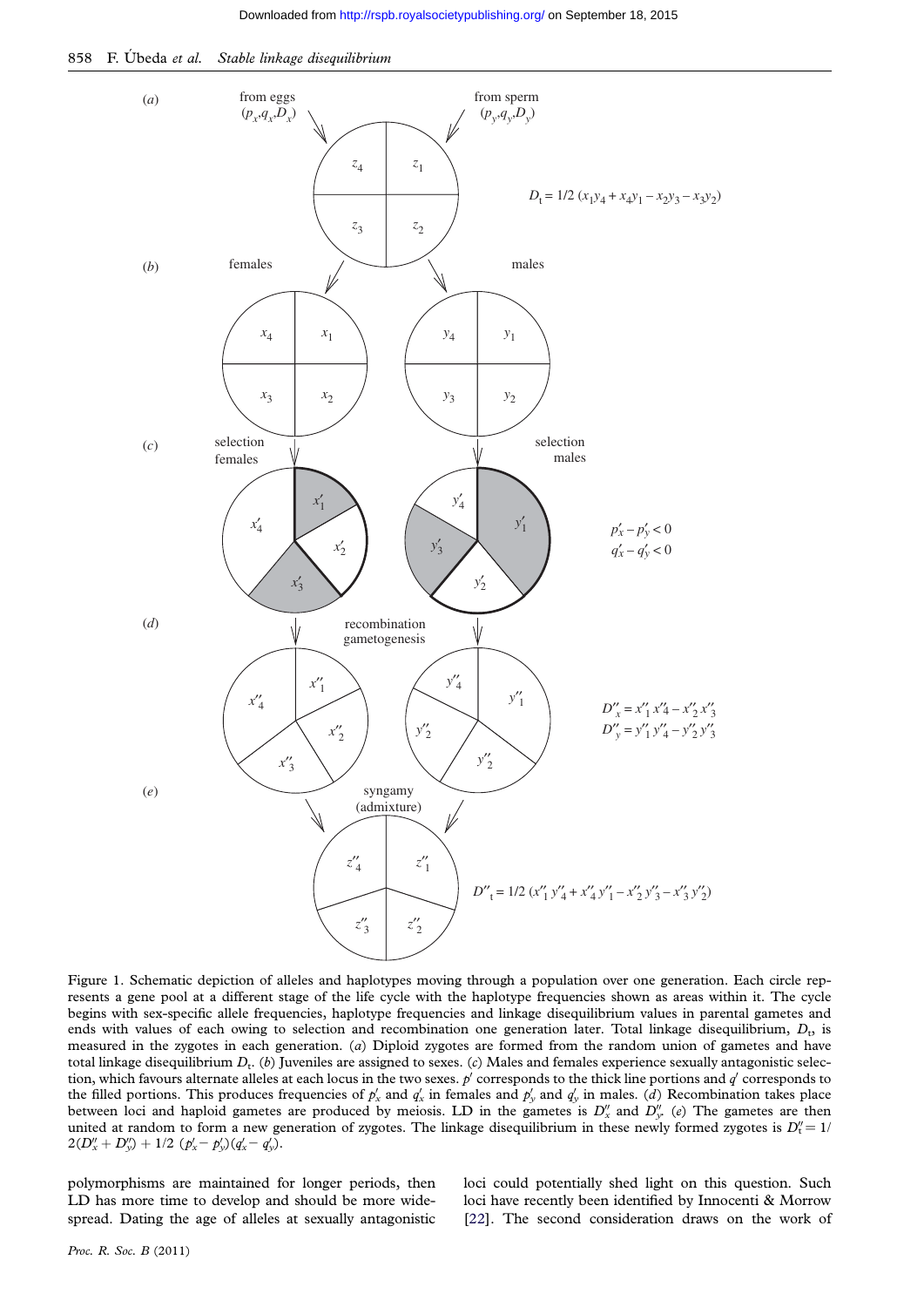(*a*)

from eggs
$(p_x, q_x, D_x)$

from sperm
$(p_y, q_y, D_y)$

$z_4$ $z_1$ $z_3$ $z_2$

$D_t = 1/2\ (x_1y_4 + x_4y_1 - x_2y_3 - x_3y_2)$

(*b*)

females

males

$x_4$ $x_1$ $x_3$ $x_2$

$y_4$ $y_1$ $y_3$ $y_2$

(*c*)

selection females

selection males

$x'_1$ $x'_2$ $x'_3$ $x'_4$

$y'_1$ $y'_2$ $y'_3$ $y'_4$

$p'_x - p'_y < 0$
$q'_x - q'_y < 0$

(*d*)

recombination gametogenesis

$x''_1$ $x''_2$ $x''_3$ $x''_4$

$y''_1$ $y''_2$ $y''_2$ $y''_4$

$D''_x = x''_1x''_4 - x''_2x''_3$
$D''_y = y''_1y''_4 - y''_2y''_3$

(*e*)

syngamy (admixture)

$z''_4$ $z''_1$ $z''_3$ $z''_2$

$D''_t = 1/2\ (x''_1y''_4 + x''_4y''_1 - x''_2y''_3 - x''_3y''_2)$

Figure 1. Schematic depiction of alleles and haplotypes moving through a population over one generation. Each circle represents a gene pool at a different stage of the life cycle with the haplotype frequencies shown as areas within it. The cycle begins with sex-specific allele frequencies, haplotype frequencies and linkage disequilibrium values in parental gametes and ends with values of each owing to selection and recombination one generation later. Total linkage disequilibrium, $D_t$, is measured in the zygotes in each generation. (*a*) Diploid zygotes are formed from the random union of gametes and have total linkage disequilibrium $D_t$. (*b*) Juveniles are assigned to sexes. (*c*) Males and females experience sexually antagonistic selection, which favours alternate alleles at each locus in the two sexes. $p'$ corresponds to the thick line portions and $q'$ corresponds to the filled portions. This produces frequencies of $p'_x$ and $q'_x$ in females and $p'_y$ and $q'_y$ in males. (*d*) Recombination takes place between loci and haploid gametes are produced by meiosis. LD in the gametes is $D''_x$ and $D''_y$. (*e*) The gametes are then united at random to form a new generation of zygotes. The linkage disequilibrium in these newly formed zygotes is $D''_t = 1/2(D''_x + D''_y) + 1/2\ (p'_x - p'_y)(q'_x - q'_y)$.

polymorphisms are maintained for longer periods, then LD has more time to develop and should be more widespread. Dating the age of alleles at sexually antagonistic loci could potentially shed light on this question. Such loci have recently been identified by Innocenti & Morrow [22]. The second consideration draws on the work of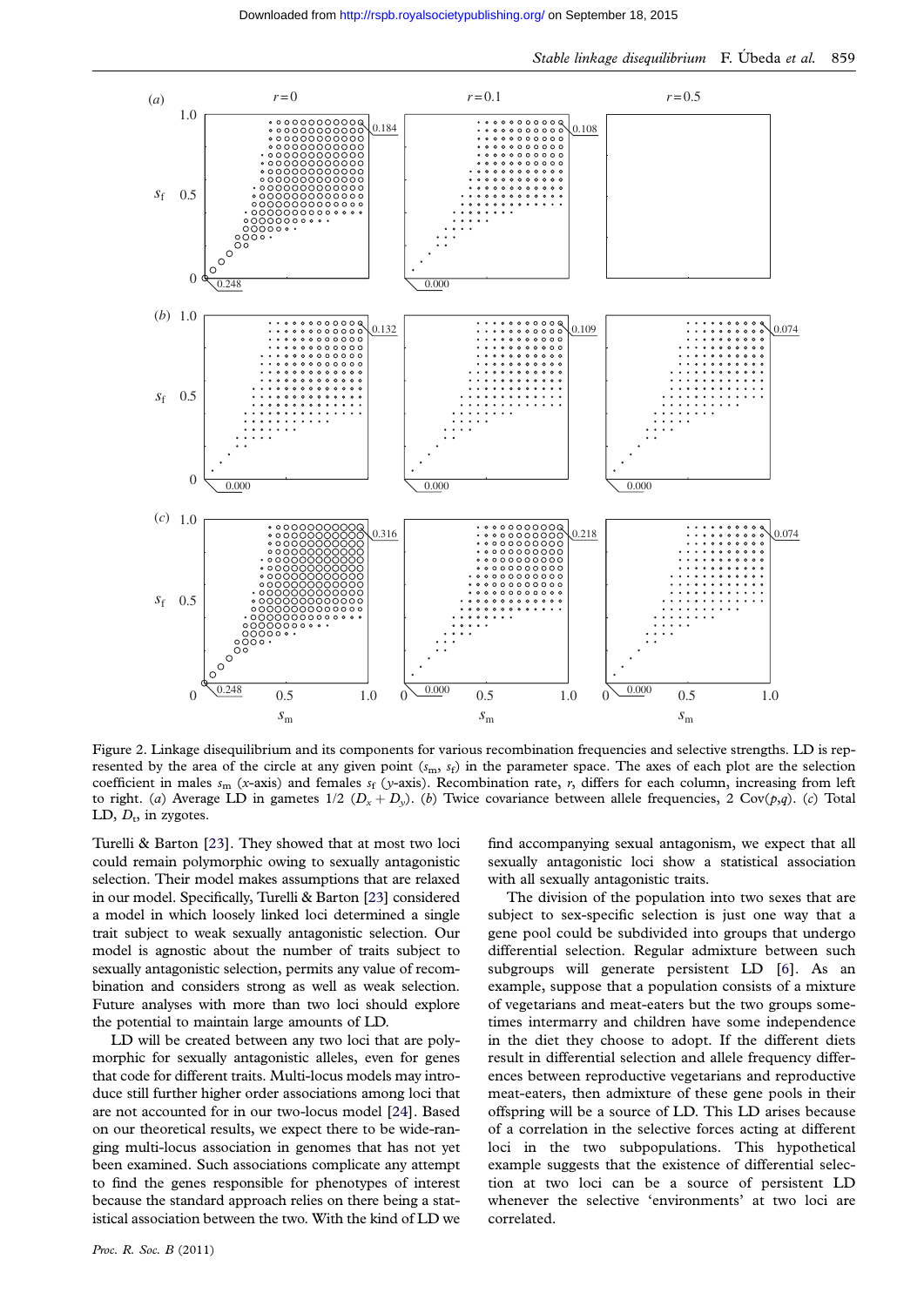(a)

r=0

r=0.1

r=0.5

1.0

$s_f$ 0.5

0

0.184

0.248

0.108

0.000

(b) 1.0

$s_f$ 0.5

0

0.132

0.000

0.109

0.000

0.074

0.000

(c) 1.0

$s_f$ 0.5

0

0.316

0.248

0.218

0.000

0.074

0.000

0 0.5 1.0 0 0.5 1.0 0 0.5 1.0

$s_m$ $s_m$ $s_m$

Figure 2. Linkage disequilibrium and its components for various recombination frequencies and selective strengths. LD is represented by the area of the circle at any given point ($s_m$, $s_f$) in the parameter space. The axes of each plot are the selection coefficient in males $s_m$ (*x*-axis) and females $s_f$ (*y*-axis). Recombination rate, *r*, differs for each column, increasing from left to right. (*a*) Average LD in gametes $1/2\ (D_x + D_y)$. (*b*) Twice covariance between allele frequencies, $2\ \mathrm{Cov}(p,q)$. (*c*) Total LD, $D_t$, in zygotes.

Turelli & Barton [23]. They showed that at most two loci could remain polymorphic owing to sexually antagonistic selection. Their model makes assumptions that are relaxed in our model. Specifically, Turelli & Barton [23] considered a model in which loosely linked loci determined a single trait subject to weak sexually antagonistic selection. Our model is agnostic about the number of traits subject to sexually antagonistic selection, permits any value of recombination and considers strong as well as weak selection. Future analyses with more than two loci should explore the potential to maintain large amounts of LD.

LD will be created between any two loci that are polymorphic for sexually antagonistic alleles, even for genes that code for different traits. Multi-locus models may introduce still further higher order associations among loci that are not accounted for in our two-locus model [24]. Based on our theoretical results, we expect there to be wide-ranging multi-locus association in genomes that has not yet been examined. Such associations complicate any attempt to find the genes responsible for phenotypes of interest because the standard approach relies on there being a statistical association between the two. With the kind of LD we find accompanying sexual antagonism, we expect that all sexually antagonistic loci show a statistical association with all sexually antagonistic traits.

The division of the population into two sexes that are subject to sex-specific selection is just one way that a gene pool could be subdivided into groups that undergo differential selection. Regular admixture between such subgroups will generate persistent LD [6]. As an example, suppose that a population consists of a mixture of vegetarians and meat-eaters but the two groups sometimes intermarry and children have some independence in the diet they choose to adopt. If the different diets result in differential selection and allele frequency differences between reproductive vegetarians and reproductive meat-eaters, then admixture of these gene pools in their offspring will be a source of LD. This LD arises because of a correlation in the selective forces acting at different loci in the two subpopulations. This hypothetical example suggests that the existence of differential selection at two loci can be a source of persistent LD whenever the selective 'environments' at two loci are correlated.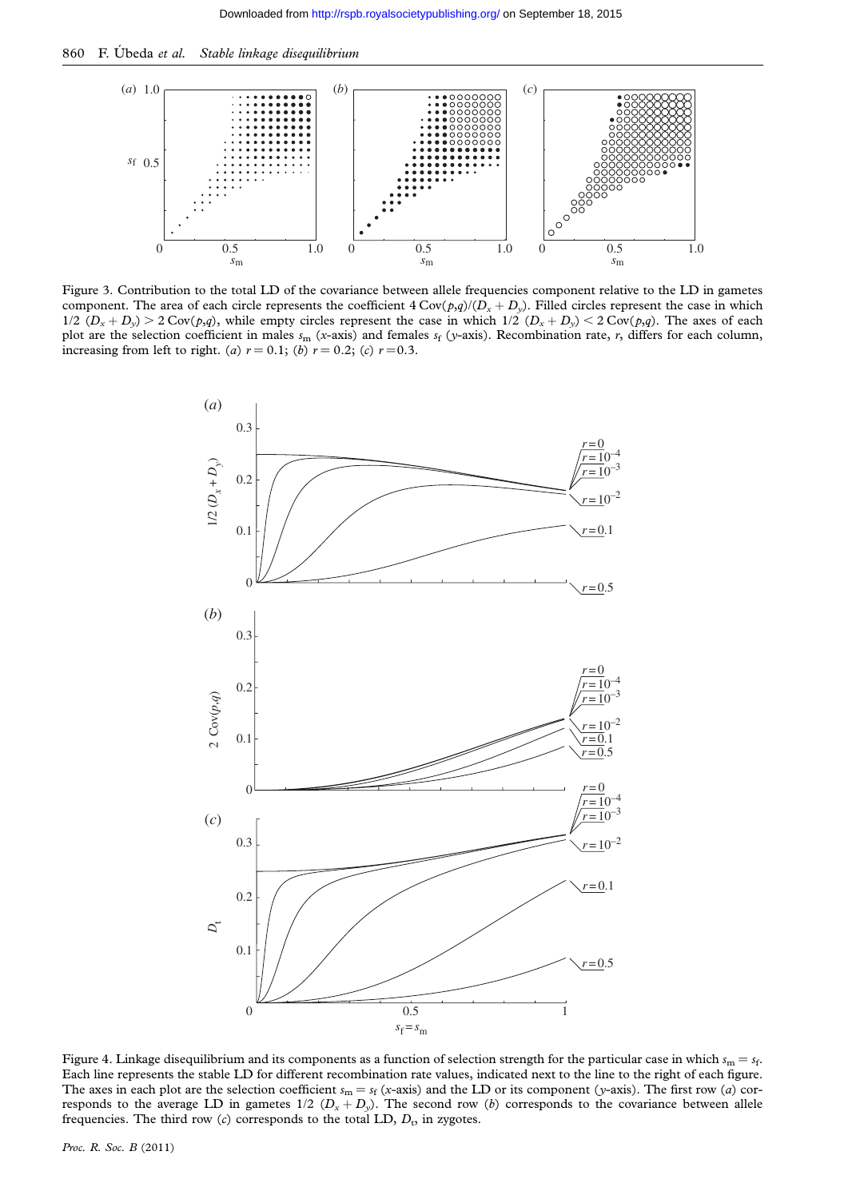(a) 1.0

$s_f$ 0.5

0

0.5

$s_m$

1.0

(b)

0

0.5

$s_m$

1.0

(c)

0

0.5

$s_m$

1.0

Figure 3. Contribution to the total LD of the covariance between allele frequencies component relative to the LD in gametes component. The area of each circle represents the coefficient $4\,\mathrm{Cov}(p,q)/(D_x + D_y)$. Filled circles represent the case in which $1/2\ (D_x + D_y) > 2\,\mathrm{Cov}(p,q)$, while empty circles represent the case in which $1/2\ (D_x + D_y) < 2\,\mathrm{Cov}(p,q)$. The axes of each plot are the selection coefficient in males $s_m$ (x-axis) and females $s_f$ (y-axis). Recombination rate, $r$, differs for each column, increasing from left to right. (a) $r = 0.1$; (b) $r = 0.2$; (c) $r = 0.3$.

(a)

$1/2\ (D_x + D_y)$

0.3

0.2

0.1

0

$r = 0$

$r = 10^{-4}$

$r = 10^{-3}$

$r = 10^{-2}$

$r = 0.1$

$r = 0.5$

(b)

$2\ \mathrm{Cov}(p,q)$

0.3

0.2

0.1

0

$r = 0$

$r = 10^{-4}$

$r = 10^{-3}$

$r = 10^{-2}$

$r = 0.1$

$r = 0.5$

(c)

$D_t$

0.3

0.2

0.1

0

$r = 0$

$r = 10^{-4}$

$r = 10^{-3}$

$r = 10^{-2}$

$r = 0.1$

$r = 0.5$

0.5

1

$s_f = s_m$

Figure 4. Linkage disequilibrium and its components as a function of selection strength for the particular case in which $s_m = s_f$. Each line represents the stable LD for different recombination rate values, indicated next to the line to the right of each figure. The axes in each plot are the selection coefficient $s_m = s_f$ (x-axis) and the LD or its component (y-axis). The first row (a) corresponds to the average LD in gametes $1/2\ (D_x + D_y)$. The second row (b) corresponds to the covariance between allele frequencies. The third row (c) corresponds to the total LD, $D_t$, in zygotes.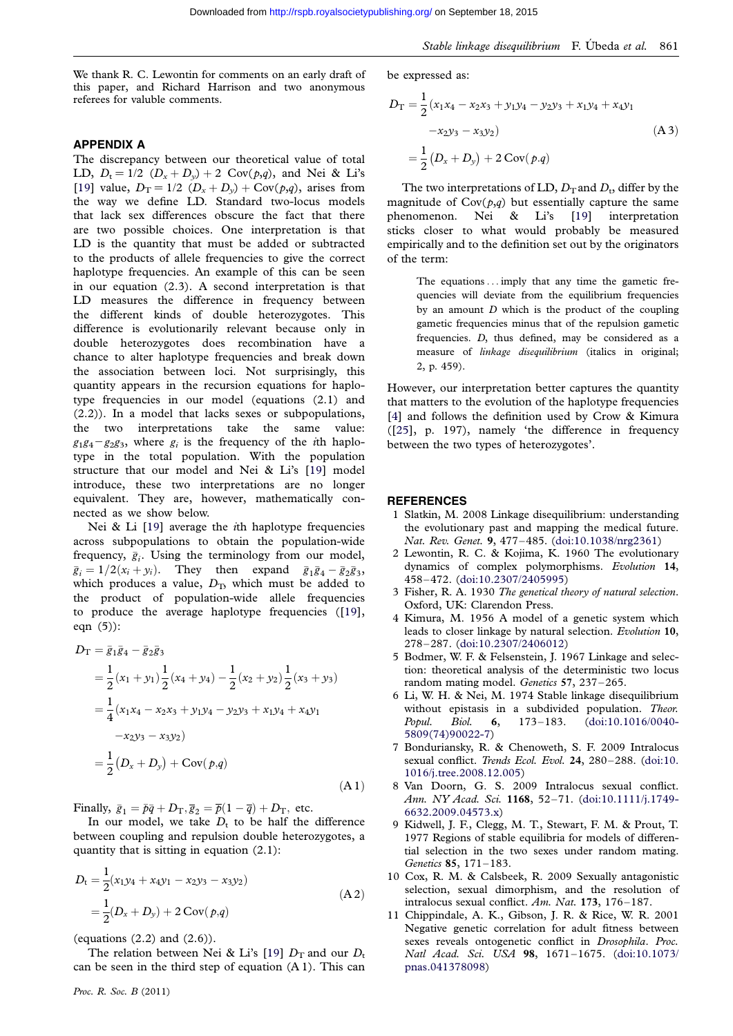We thank R. C. Lewontin for comments on an early draft of this paper, and Richard Harrison and two anonymous referees for valuble comments.

## APPENDIX A

The discrepancy between our theoretical value of total LD, $D_t = 1/2\ (D_x + D_y) + 2\ \mathrm{Cov}(p,q)$, and Nei & Li's [19] value, $D_T = 1/2\ (D_x + D_y) + \mathrm{Cov}(p,q)$, arises from the way we define LD. Standard two-locus models that lack sex differences obscure the fact that there are two possible choices. One interpretation is that LD is the quantity that must be added or subtracted to the products of allele frequencies to give the correct haplotype frequencies. An example of this can be seen in our equation (2.3). A second interpretation is that LD measures the difference in frequency between the different kinds of double heterozygotes. This difference is evolutionarily relevant because only in double heterozygotes does recombination have a chance to alter haplotype frequencies and break down the association between loci. Not surprisingly, this quantity appears in the recursion equations for haplotype frequencies in our model (equations (2.1) and (2.2)). In a model that lacks sexes or subpopulations, the two interpretations take the same value: $g_1g_4 - g_2g_3$, where $g_i$ is the frequency of the $i$th haplotype in the total population. With the population structure that our model and Nei & Li's [19] model introduce, these two interpretations are no longer equivalent. They are, however, mathematically connected as we show below.

Nei & Li [19] average the $i$th haplotype frequencies across subpopulations to obtain the population-wide frequency, $\bar{g}_i$. Using the terminology from our model, $\bar{g}_i = 1/2(x_i + y_i)$. They then expand $\bar{g}_1\bar{g}_4 - \bar{g}_2\bar{g}_3$, which produces a value, $D_T$, which must be added to the product of population-wide allele frequencies to produce the average haplotype frequencies ([19], eqn (5)):

$$
\begin{aligned}
D_T &= \bar{g}_1\bar{g}_4 - \bar{g}_2\bar{g}_3 \\
&= \frac{1}{2}(x_1 + y_1)\frac{1}{2}(x_4 + y_4) - \frac{1}{2}(x_2 + y_2)\frac{1}{2}(x_3 + y_3) \\
&= \frac{1}{4}(x_1x_4 - x_2x_3 + y_1y_4 - y_2y_3 + x_1y_4 + x_4y_1 \\
&\quad - x_2y_3 - x_3y_2) \\
&= \frac{1}{2}(D_x + D_y) + \mathrm{Cov}(p,q)
\end{aligned}
\tag{A 1}
$$

Finally, $\bar{g}_1 = \bar{p}\bar{q} + D_T, \bar{g}_2 = \bar{p}(1-\bar{q}) + D_T$, etc.

In our model, we take $D_t$ to be half the difference between coupling and repulsion double heterozygotes, a quantity that is sitting in equation (2.1):

$$
\begin{aligned}
D_t &= \frac{1}{2}(x_1y_4 + x_4y_1 - x_2y_3 - x_3y_2) \\
&= \frac{1}{2}(D_x + D_y) + 2\,\mathrm{Cov}(p,q)
\end{aligned}
\tag{A 2}
$$

(equations (2.2) and (2.6)).

The relation between Nei & Li's [19] $D_T$ and our $D_t$ can be seen in the third step of equation (A 1). This can be expressed as:

$$
\begin{aligned}
D_T &= \frac{1}{2}(x_1x_4 - x_2x_3 + y_1y_4 - y_2y_3 + x_1y_4 + x_4y_1 \\
&\quad - x_2y_3 - x_3y_2) \\
&= \frac{1}{2}(D_x + D_y) + 2\,\mathrm{Cov}(p.q)
\end{aligned}
\tag{A 3}
$$

The two interpretations of LD, $D_T$ and $D_t$, differ by the magnitude of $\mathrm{Cov}(p,q)$ but essentially capture the same phenomenon. Nei & Li's [19] interpretation sticks closer to what would probably be measured empirically and to the definition set out by the originators of the term:

> The equations ... imply that any time the gametic frequencies will deviate from the equilibrium frequencies by an amount $D$ which is the product of the coupling gametic frequencies minus that of the repulsion gametic frequencies. $D$, thus defined, may be considered as a measure of *linkage disequilibrium* (italics in original; 2, p. 459).

However, our interpretation better captures the quantity that matters to the evolution of the haplotype frequencies [4] and follows the definition used by Crow & Kimura ([25], p. 197), namely 'the difference in frequency between the two types of heterozygotes'.

## REFERENCES

1 Slatkin, M. 2008 Linkage disequilibrium: understanding the evolutionary past and mapping the medical future. *Nat. Rev. Genet.* **9**, 477–485. (doi:10.1038/nrg2361)

2 Lewontin, R. C. & Kojima, K. 1960 The evolutionary dynamics of complex polymorphisms. *Evolution* **14**, 458–472. (doi:10.2307/2405995)

3 Fisher, R. A. 1930 *The genetical theory of natural selection*. Oxford, UK: Clarendon Press.

4 Kimura, M. 1956 A model of a genetic system which leads to closer linkage by natural selection. *Evolution* **10**, 278–287. (doi:10.2307/2406012)

5 Bodmer, W. F. & Felsenstein, J. 1967 Linkage and selection: theoretical analysis of the deterministic two locus random mating model. *Genetics* **57**, 237–265.

6 Li, W. H. & Nei, M. 1974 Stable linkage disequilibrium without epistasis in a subdivided population. *Theor. Popul. Biol.* **6**, 173–183. (doi:10.1016/0040-5809(74)90022-7)

7 Bonduriansky, R. & Chenoweth, S. F. 2009 Intralocus sexual conflict. *Trends Ecol. Evol.* **24**, 280–288. (doi:10.1016/j.tree.2008.12.005)

8 Van Doorn, G. S. 2009 Intralocus sexual conflict. *Ann. NY Acad. Sci.* **1168**, 52–71. (doi:10.1111/j.1749-6632.2009.04573.x)

9 Kidwell, J. F., Clegg, M. T., Stewart, F. M. & Prout, T. 1977 Regions of stable equilibria for models of differential selection in the two sexes under random mating. *Genetics* **85**, 171–183.

10 Cox, R. M. & Calsbeek, R. 2009 Sexually antagonistic selection, sexual dimorphism, and the resolution of intralocus sexual conflict. *Am. Nat.* **173**, 176–187.

11 Chippindale, A. K., Gibson, J. R. & Rice, W. R. 2001 Negative genetic correlation for adult fitness between sexes reveals ontogenetic conflict in *Drosophila*. *Proc. Natl Acad. Sci. USA* **98**, 1671–1675. (doi:10.1073/pnas.041378098)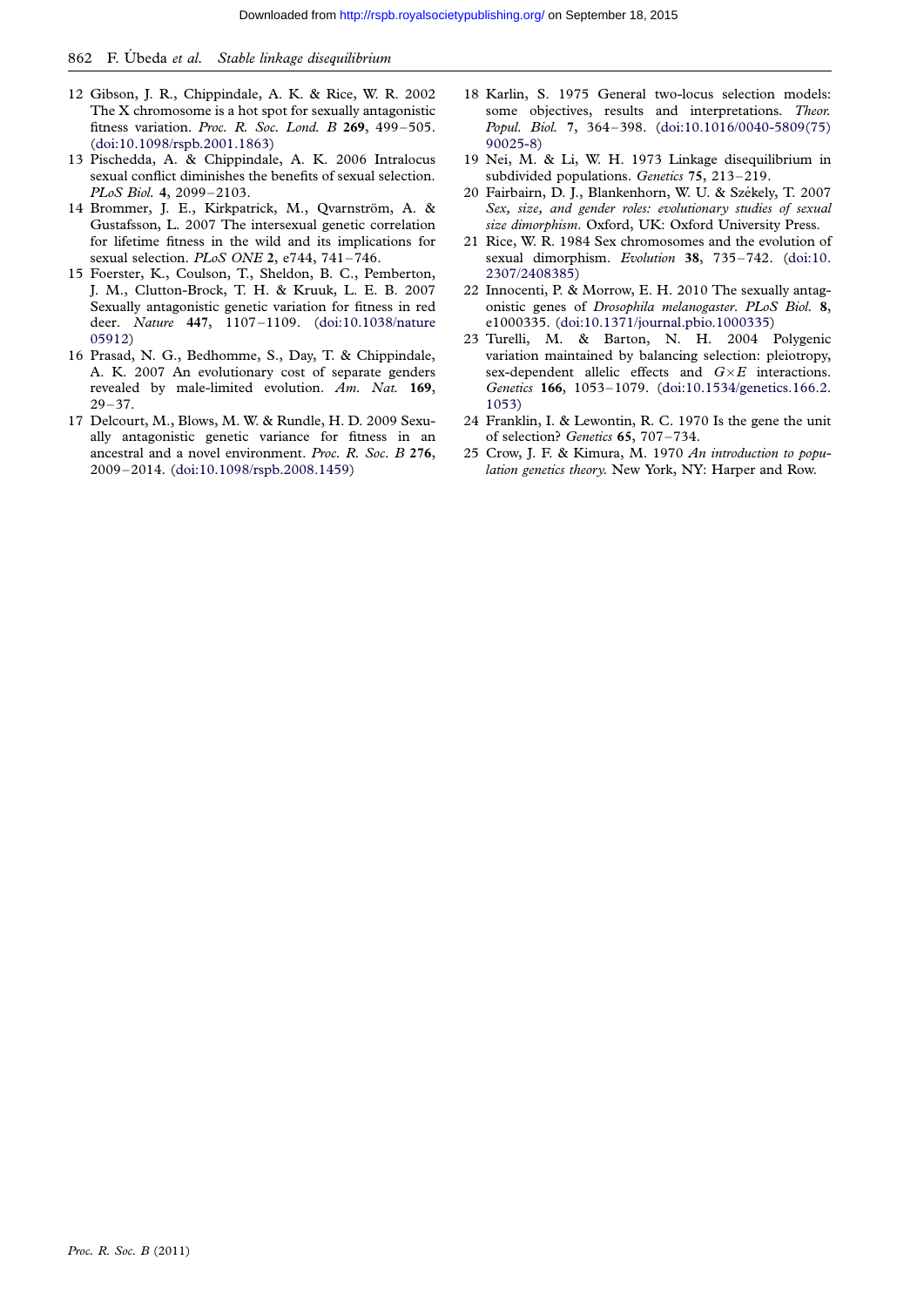12 Gibson, J. R., Chippindale, A. K. & Rice, W. R. 2002 The X chromosome is a hot spot for sexually antagonistic fitness variation. *Proc. R. Soc. Lond. B* **269**, 499–505. (doi:10.1098/rspb.2001.1863)

13 Pischedda, A. & Chippindale, A. K. 2006 Intralocus sexual conflict diminishes the benefits of sexual selection. *PLoS Biol.* **4**, 2099–2103.

14 Brommer, J. E., Kirkpatrick, M., Qvarnström, A. & Gustafsson, L. 2007 The intersexual genetic correlation for lifetime fitness in the wild and its implications for sexual selection. *PLoS ONE* **2**, e744, 741–746.

15 Foerster, K., Coulson, T., Sheldon, B. C., Pemberton, J. M., Clutton-Brock, T. H. & Kruuk, L. E. B. 2007 Sexually antagonistic genetic variation for fitness in red deer. *Nature* **447**, 1107–1109. (doi:10.1038/nature05912)

16 Prasad, N. G., Bedhomme, S., Day, T. & Chippindale, A. K. 2007 An evolutionary cost of separate genders revealed by male-limited evolution. *Am. Nat.* **169**, 29–37.

17 Delcourt, M., Blows, M. W. & Rundle, H. D. 2009 Sexually antagonistic genetic variance for fitness in an ancestral and a novel environment. *Proc. R. Soc. B* **276**, 2009–2014. (doi:10.1098/rspb.2008.1459)

18 Karlin, S. 1975 General two-locus selection models: some objectives, results and interpretations. *Theor. Popul. Biol.* **7**, 364–398. (doi:10.1016/0040-5809(75)90025-8)

19 Nei, M. & Li, W. H. 1973 Linkage disequilibrium in subdivided populations. *Genetics* **75**, 213–219.

20 Fairbairn, D. J., Blankenhorn, W. U. & Székely, T. 2007 *Sex, size, and gender roles: evolutionary studies of sexual size dimorphism*. Oxford, UK: Oxford University Press.

21 Rice, W. R. 1984 Sex chromosomes and the evolution of sexual dimorphism. *Evolution* **38**, 735–742. (doi:10.2307/2408385)

22 Innocenti, P. & Morrow, E. H. 2010 The sexually antagonistic genes of *Drosophila melanogaster*. *PLoS Biol.* **8**, e1000335. (doi:10.1371/journal.pbio.1000335)

23 Turelli, M. & Barton, N. H. 2004 Polygenic variation maintained by balancing selection: pleiotropy, sex-dependent allelic effects and $G \times E$ interactions. *Genetics* **166**, 1053–1079. (doi:10.1534/genetics.166.2.1053)

24 Franklin, I. & Lewontin, R. C. 1970 Is the gene the unit of selection? *Genetics* **65**, 707–734.

25 Crow, J. F. & Kimura, M. 1970 *An introduction to population genetics theory*. New York, NY: Harper and Row.